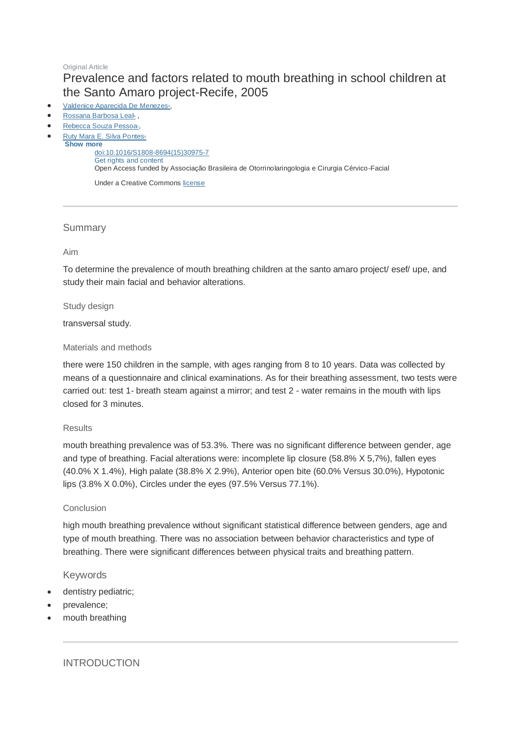Original Article

# Prevalence and factors related to mouth breathing in school children at the Santo Amaro project-Recife, 2005

- Valdenice Aparecida De Menezes[a],
- Rossana Barbosa Leal[b],
- Rebecca Souza Pessoa[c],
- Ruty Mara E. Silva Pontes[d]

**Show more**

doi:10.1016/S1808-8694(15)30975-7
Get rights and content
Open Access funded by Associação Brasileira de Otorrinolaringologia e Cirurgia Cérvico-Facial

Under a Creative Commons license

---

## Summary

### Aim

To determine the prevalence of mouth breathing children at the santo amaro project/ esef/ upe, and study their main facial and behavior alterations.

### Study design

transversal study.

### Materials and methods

there were 150 children in the sample, with ages ranging from 8 to 10 years. Data was collected by means of a questionnaire and clinical examinations. As for their breathing assessment, two tests were carried out: test 1- breath steam against a mirror; and test 2 - water remains in the mouth with lips closed for 3 minutes.

### Results

mouth breathing prevalence was of 53.3%. There was no significant difference between gender, age and type of breathing. Facial alterations were: incomplete lip closure (58.8% X 5,7%), fallen eyes (40.0% X 1.4%), High palate (38.8% X 2.9%), Anterior open bite (60.0% Versus 30.0%), Hypotonic lips (3.8% X 0.0%), Circles under the eyes (97.5% Versus 77.1%).

### Conclusion

high mouth breathing prevalence without significant statistical difference between genders, age and type of mouth breathing. There was no association between behavior characteristics and type of breathing. There were significant differences between physical traits and breathing pattern.

### Keywords

- dentistry pediatric;
- prevalence;
- mouth breathing

---

## INTRODUCTION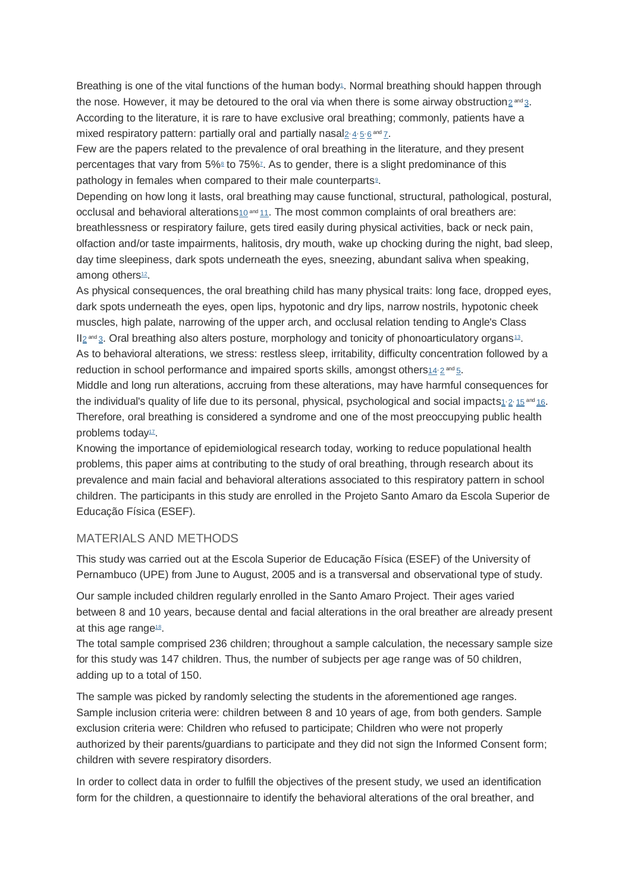Breathing is one of the vital functions of the human body[1]. Normal breathing should happen through the nose. However, it may be detoured to the oral via when there is some airway obstruction[2 and 3]. According to the literature, it is rare to have exclusive oral breathing; commonly, patients have a mixed respiratory pattern: partially oral and partially nasal[2, 4, 5, 6 and 7].

Few are the papers related to the prevalence of oral breathing in the literature, and they present percentages that vary from 5%[8] to 75%[7]. As to gender, there is a slight predominance of this pathology in females when compared to their male counterparts[9].

Depending on how long it lasts, oral breathing may cause functional, structural, pathological, postural, occlusal and behavioral alterations[10 and 11]. The most common complaints of oral breathers are: breathlessness or respiratory failure, gets tired easily during physical activities, back or neck pain, olfaction and/or taste impairments, halitosis, dry mouth, wake up chocking during the night, bad sleep, day time sleepiness, dark spots underneath the eyes, sneezing, abundant saliva when speaking, among others[12].

As physical consequences, the oral breathing child has many physical traits: long face, dropped eyes, dark spots underneath the eyes, open lips, hypotonic and dry lips, narrow nostrils, hypotonic cheek muscles, high palate, narrowing of the upper arch, and occlusal relation tending to Angle's Class II[2 and 3]. Oral breathing also alters posture, morphology and tonicity of phonoarticulatory organs[13].

As to behavioral alterations, we stress: restless sleep, irritability, difficulty concentration followed by a reduction in school performance and impaired sports skills, amongst others[14, 2 and 5].

Middle and long run alterations, accruing from these alterations, may have harmful consequences for the individual's quality of life due to its personal, physical, psychological and social impacts[1, 2, 15 and 16]. Therefore, oral breathing is considered a syndrome and one of the most preoccupying public health problems today[17].

Knowing the importance of epidemiological research today, working to reduce populational health problems, this paper aims at contributing to the study of oral breathing, through research about its prevalence and main facial and behavioral alterations associated to this respiratory pattern in school children. The participants in this study are enrolled in the Projeto Santo Amaro da Escola Superior de Educação Física (ESEF).

## MATERIALS AND METHODS

This study was carried out at the Escola Superior de Educação Física (ESEF) of the University of Pernambuco (UPE) from June to August, 2005 and is a transversal and observational type of study.

Our sample included children regularly enrolled in the Santo Amaro Project. Their ages varied between 8 and 10 years, because dental and facial alterations in the oral breather are already present at this age range[18].

The total sample comprised 236 children; throughout a sample calculation, the necessary sample size for this study was 147 children. Thus, the number of subjects per age range was of 50 children, adding up to a total of 150.

The sample was picked by randomly selecting the students in the aforementioned age ranges. Sample inclusion criteria were: children between 8 and 10 years of age, from both genders. Sample exclusion criteria were: Children who refused to participate; Children who were not properly authorized by their parents/guardians to participate and they did not sign the Informed Consent form; children with severe respiratory disorders.

In order to collect data in order to fulfill the objectives of the present study, we used an identification form for the children, a questionnaire to identify the behavioral alterations of the oral breather, and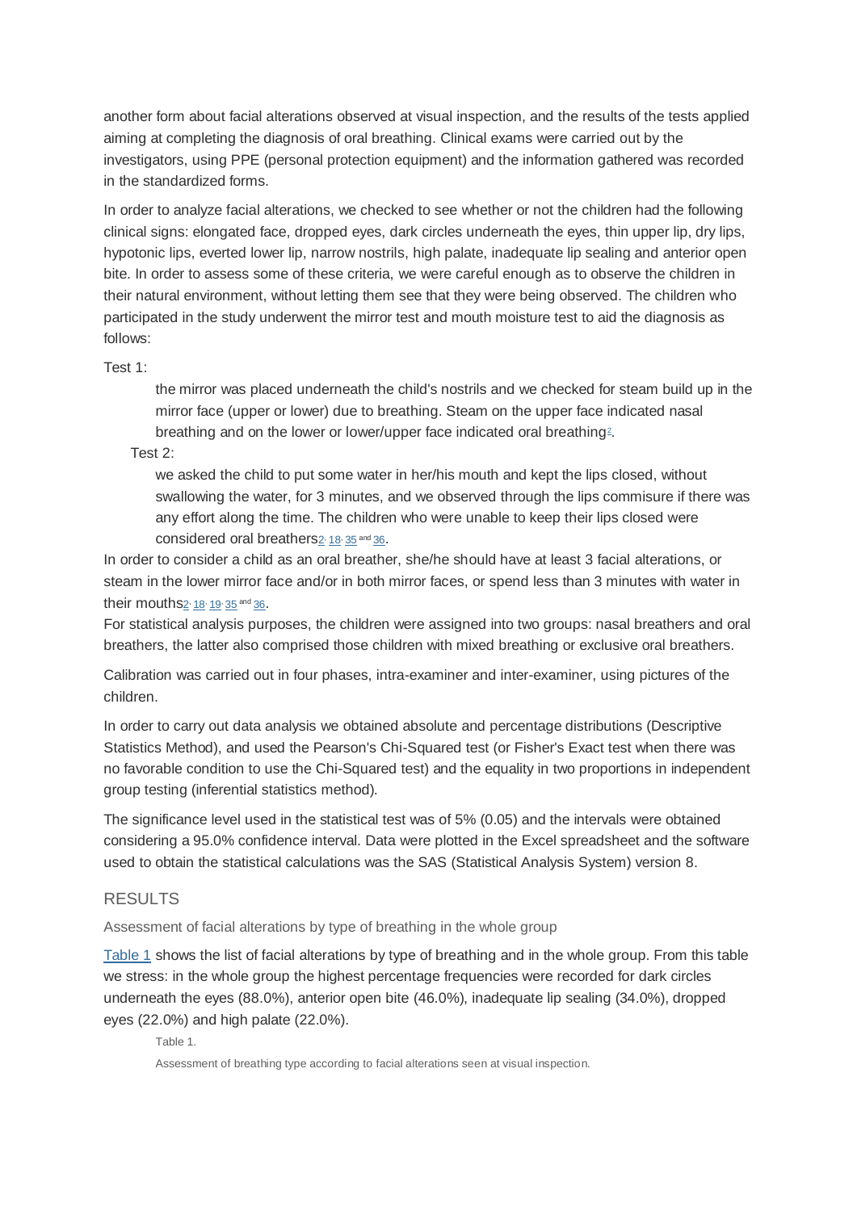another form about facial alterations observed at visual inspection, and the results of the tests applied aiming at completing the diagnosis of oral breathing. Clinical exams were carried out by the investigators, using PPE (personal protection equipment) and the information gathered was recorded in the standardized forms.

In order to analyze facial alterations, we checked to see whether or not the children had the following clinical signs: elongated face, dropped eyes, dark circles underneath the eyes, thin upper lip, dry lips, hypotonic lips, everted lower lip, narrow nostrils, high palate, inadequate lip sealing and anterior open bite. In order to assess some of these criteria, we were careful enough as to observe the children in their natural environment, without letting them see that they were being observed. The children who participated in the study underwent the mirror test and mouth moisture test to aid the diagnosis as follows:

Test 1:

> the mirror was placed underneath the child's nostrils and we checked for steam build up in the mirror face (upper or lower) due to breathing. Steam on the upper face indicated nasal breathing and on the lower or lower/upper face indicated oral breathing[2].

Test 2:

> we asked the child to put some water in her/his mouth and kept the lips closed, without swallowing the water, for 3 minutes, and we observed through the lips commisure if there was any effort along the time. The children who were unable to keep their lips closed were considered oral breathers[2, 18, 35 and 36].

In order to consider a child as an oral breather, she/he should have at least 3 facial alterations, or steam in the lower mirror face and/or in both mirror faces, or spend less than 3 minutes with water in their mouths[2, 18, 19, 35 and 36].

For statistical analysis purposes, the children were assigned into two groups: nasal breathers and oral breathers, the latter also comprised those children with mixed breathing or exclusive oral breathers.

Calibration was carried out in four phases, intra-examiner and inter-examiner, using pictures of the children.

In order to carry out data analysis we obtained absolute and percentage distributions (Descriptive Statistics Method), and used the Pearson's Chi-Squared test (or Fisher's Exact test when there was no favorable condition to use the Chi-Squared test) and the equality in two proportions in independent group testing (inferential statistics method).

The significance level used in the statistical test was of 5% (0.05) and the intervals were obtained considering a 95.0% confidence interval. Data were plotted in the Excel spreadsheet and the software used to obtain the statistical calculations was the SAS (Statistical Analysis System) version 8.

## RESULTS

### Assessment of facial alterations by type of breathing in the whole group

Table 1 shows the list of facial alterations by type of breathing and in the whole group. From this table we stress: in the whole group the highest percentage frequencies were recorded for dark circles underneath the eyes (88.0%), anterior open bite (46.0%), inadequate lip sealing (34.0%), dropped eyes (22.0%) and high palate (22.0%).

Table 1.

Assessment of breathing type according to facial alterations seen at visual inspection.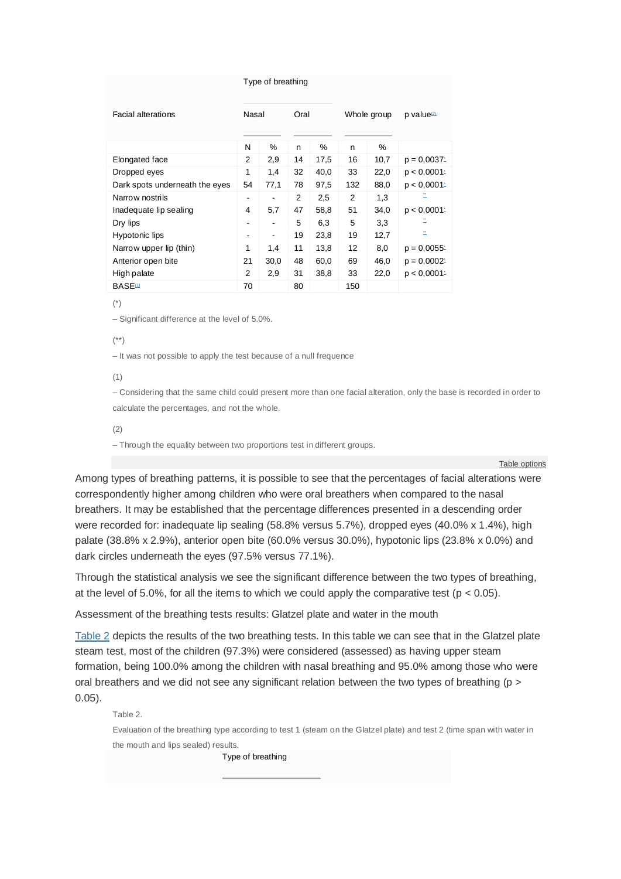| Facial alterations | Type of breathing | | | | | | p value[2] |
|---|---|---|---|---|---|---|---|
| | Nasal | | Oral | | Whole group | | |
| | N | % | n | % | n | % | |
| Elongated face | 2 | 2,9 | 14 | 17,5 | 16 | 10,7 | p = 0,0037* |
| Dropped eyes | 1 | 1,4 | 32 | 40,0 | 33 | 22,0 | p < 0,0001* |
| Dark spots underneath the eyes | 54 | 77,1 | 78 | 97,5 | 132 | 88,0 | p < 0,0001* |
| Narrow nostrils | - | - | 2 | 2,5 | 2 | 1,3 | ** |
| Inadequate lip sealing | 4 | 5,7 | 47 | 58,8 | 51 | 34,0 | p < 0,0001* |
| Dry lips | - | - | 5 | 6,3 | 5 | 3,3 | ** |
| Hypotonic lips | - | - | 19 | 23,8 | 19 | 12,7 | ** |
| Narrow upper lip (thin) | 1 | 1,4 | 11 | 13,8 | 12 | 8,0 | p = 0,0055* |
| Anterior open bite | 21 | 30,0 | 48 | 60,0 | 69 | 46,0 | p = 0,0002* |
| High palate | 2 | 2,9 | 31 | 38,8 | 33 | 22,0 | p < 0,0001* |
| BASE[1] | 70 | | 80 | | 150 | | |

(*)

– Significant difference at the level of 5.0%.

(**)

– It was not possible to apply the test because of a null frequence

(1)

– Considering that the same child could present more than one facial alteration, only the base is recorded in order to calculate the percentages, and not the whole.

(2)

– Through the equality between two proportions test in different groups.

Table options

Among types of breathing patterns, it is possible to see that the percentages of facial alterations were correspondently higher among children who were oral breathers when compared to the nasal breathers. It may be established that the percentage differences presented in a descending order were recorded for: inadequate lip sealing (58.8% versus 5.7%), dropped eyes (40.0% x 1.4%), high palate (38.8% x 2.9%), anterior open bite (60.0% versus 30.0%), hypotonic lips (23.8% x 0.0%) and dark circles underneath the eyes (97.5% versus 77.1%).

Through the statistical analysis we see the significant difference between the two types of breathing, at the level of 5.0%, for all the items to which we could apply the comparative test ($p < 0.05$).

Assessment of the breathing tests results: Glatzel plate and water in the mouth

Table 2 depicts the results of the two breathing tests. In this table we can see that in the Glatzel plate steam test, most of the children (97.3%) were considered (assessed) as having upper steam formation, being 100.0% among the children with nasal breathing and 95.0% among those who were oral breathers and we did not see any significant relation between the two types of breathing ($p > 0.05$).

Table 2.

Evaluation of the breathing type according to test 1 (steam on the Glatzel plate) and test 2 (time span with water in the mouth and lips sealed) results.

| | Type of breathing |
|---|---|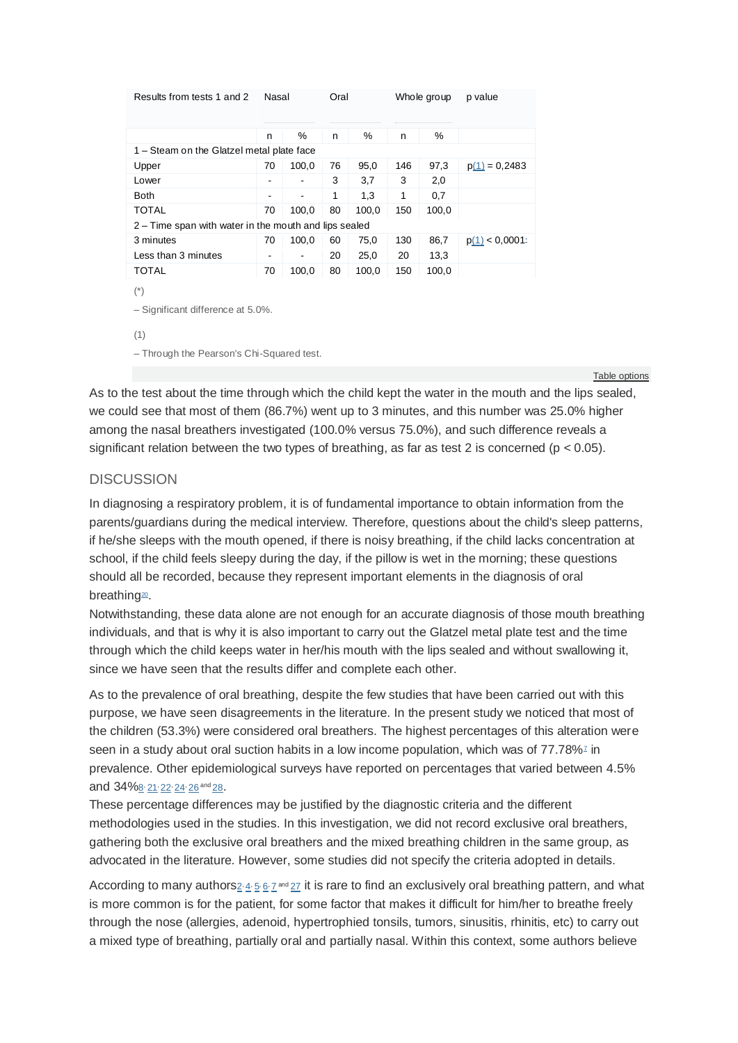| Results from tests 1 and 2 | Nasal | | Oral | | Whole group | | p value |
|---|---|---|---|---|---|---|---|
| | n | % | n | % | n | % | |
| 1 – Steam on the Glatzel metal plate face | | | | | | | |
| Upper | 70 | 100,0 | 76 | 95,0 | 146 | 97,3 | p(1) = 0,2483 |
| Lower | - | - | 3 | 3,7 | 3 | 2,0 | |
| Both | - | - | 1 | 1,3 | 1 | 0,7 | |
| TOTAL | 70 | 100,0 | 80 | 100,0 | 150 | 100,0 | |
| 2 – Time span with water in the mouth and lips sealed | | | | | | | |
| 3 minutes | 70 | 100,0 | 60 | 75,0 | 130 | 86,7 | p(1) < 0,0001* |
| Less than 3 minutes | - | - | 20 | 25,0 | 20 | 13,3 | |
| TOTAL | 70 | 100,0 | 80 | 100,0 | 150 | 100,0 | |

(*)

– Significant difference at 5.0%.

(1)

– Through the Pearson's Chi-Squared test.

As to the test about the time through which the child kept the water in the mouth and the lips sealed, we could see that most of them (86.7%) went up to 3 minutes, and this number was 25.0% higher among the nasal breathers investigated (100.0% versus 75.0%), and such difference reveals a significant relation between the two types of breathing, as far as test 2 is concerned ($p < 0.05$).

## DISCUSSION

In diagnosing a respiratory problem, it is of fundamental importance to obtain information from the parents/guardians during the medical interview. Therefore, questions about the child's sleep patterns, if he/she sleeps with the mouth opened, if there is noisy breathing, if the child lacks concentration at school, if the child feels sleepy during the day, if the pillow is wet in the morning; these questions should all be recorded, because they represent important elements in the diagnosis of oral breathing[20].

Notwithstanding, these data alone are not enough for an accurate diagnosis of those mouth breathing individuals, and that is why it is also important to carry out the Glatzel metal plate test and the time through which the child keeps water in her/his mouth with the lips sealed and without swallowing it, since we have seen that the results differ and complete each other.

As to the prevalence of oral breathing, despite the few studies that have been carried out with this purpose, we have seen disagreements in the literature. In the present study we noticed that most of the children (53.3%) were considered oral breathers. The highest percentages of this alteration were seen in a study about oral suction habits in a low income population, which was of 77.78%[7] in prevalence. Other epidemiological surveys have reported on percentages that varied between 4.5% and 34%[8, 21, 22, 24, 26 and 28].

These percentage differences may be justified by the diagnostic criteria and the different methodologies used in the studies. In this investigation, we did not record exclusive oral breathers, gathering both the exclusive oral breathers and the mixed breathing children in the same group, as advocated in the literature. However, some studies did not specify the criteria adopted in details.

According to many authors[2, 4, 5, 6, 7 and 27] it is rare to find an exclusively oral breathing pattern, and what is more common is for the patient, for some factor that makes it difficult for him/her to breathe freely through the nose (allergies, adenoid, hypertrophied tonsils, tumors, sinusitis, rhinitis, etc) to carry out a mixed type of breathing, partially oral and partially nasal. Within this context, some authors believe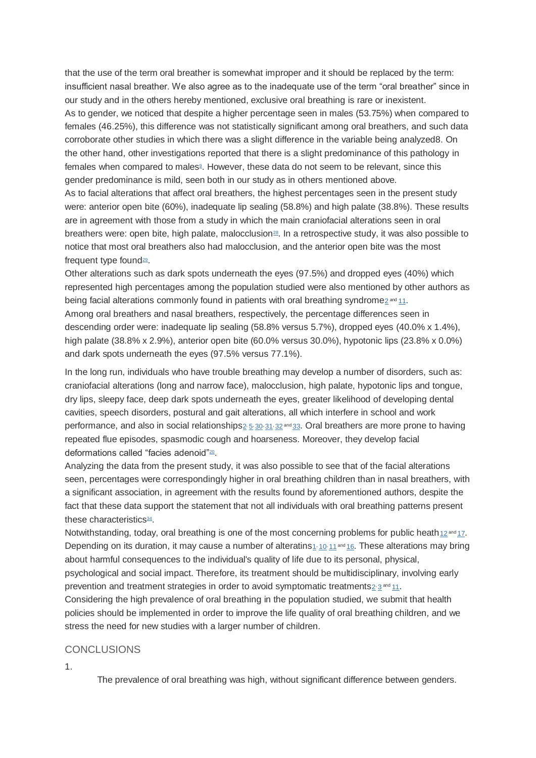that the use of the term oral breather is somewhat improper and it should be replaced by the term: insufficient nasal breather. We also agree as to the inadequate use of the term "oral breather" since in our study and in the others hereby mentioned, exclusive oral breathing is rare or inexistent.

As to gender, we noticed that despite a higher percentage seen in males (53.75%) when compared to females (46.25%), this difference was not statistically significant among oral breathers, and such data corroborate other studies in which there was a slight difference in the variable being analyzed8. On the other hand, other investigations reported that there is a slight predominance of this pathology in females when compared to males[9]. However, these data do not seem to be relevant, since this gender predominance is mild, seen both in our study as in others mentioned above.

As to facial alterations that affect oral breathers, the highest percentages seen in the present study were: anterior open bite (60%), inadequate lip sealing (58.8%) and high palate (38.8%). These results are in agreement with those from a study in which the main craniofacial alterations seen in oral breathers were: open bite, high palate, malocclusion[28]. In a retrospective study, it was also possible to notice that most oral breathers also had malocclusion, and the anterior open bite was the most frequent type found[29].

Other alterations such as dark spots underneath the eyes (97.5%) and dropped eyes (40%) which represented high percentages among the population studied were also mentioned by other authors as being facial alterations commonly found in patients with oral breathing syndrome[2 and 11].

Among oral breathers and nasal breathers, respectively, the percentage differences seen in descending order were: inadequate lip sealing (58.8% versus 5.7%), dropped eyes (40.0% x 1.4%), high palate (38.8% x 2.9%), anterior open bite (60.0% versus 30.0%), hypotonic lips (23.8% x 0.0%) and dark spots underneath the eyes (97.5% versus 77.1%).

In the long run, individuals who have trouble breathing may develop a number of disorders, such as: craniofacial alterations (long and narrow face), malocclusion, high palate, hypotonic lips and tongue, dry lips, sleepy face, deep dark spots underneath the eyes, greater likelihood of developing dental cavities, speech disorders, postural and gait alterations, all which interfere in school and work performance, and also in social relationships[2, 5, 30, 31, 32 and 33]. Oral breathers are more prone to having repeated flue episodes, spasmodic cough and hoarseness. Moreover, they develop facial deformations called "facies adenoid"[20].

Analyzing the data from the present study, it was also possible to see that of the facial alterations seen, percentages were correspondingly higher in oral breathing children than in nasal breathers, with a significant association, in agreement with the results found by aforementioned authors, despite the fact that these data support the statement that not all individuals with oral breathing patterns present these characteristics[34].

Notwithstanding, today, oral breathing is one of the most concerning problems for public heath[12 and 17]. Depending on its duration, it may cause a number of alteratins[1, 10, 11 and 16]. These alterations may bring about harmful consequences to the individual's quality of life due to its personal, physical, psychological and social impact. Therefore, its treatment should be multidisciplinary, involving early prevention and treatment strategies in order to avoid symptomatic treatments[2, 3 and 11].

Considering the high prevalence of oral breathing in the population studied, we submit that health policies should be implemented in order to improve the life quality of oral breathing children, and we stress the need for new studies with a larger number of children.

## CONCLUSIONS

1. The prevalence of oral breathing was high, without significant difference between genders.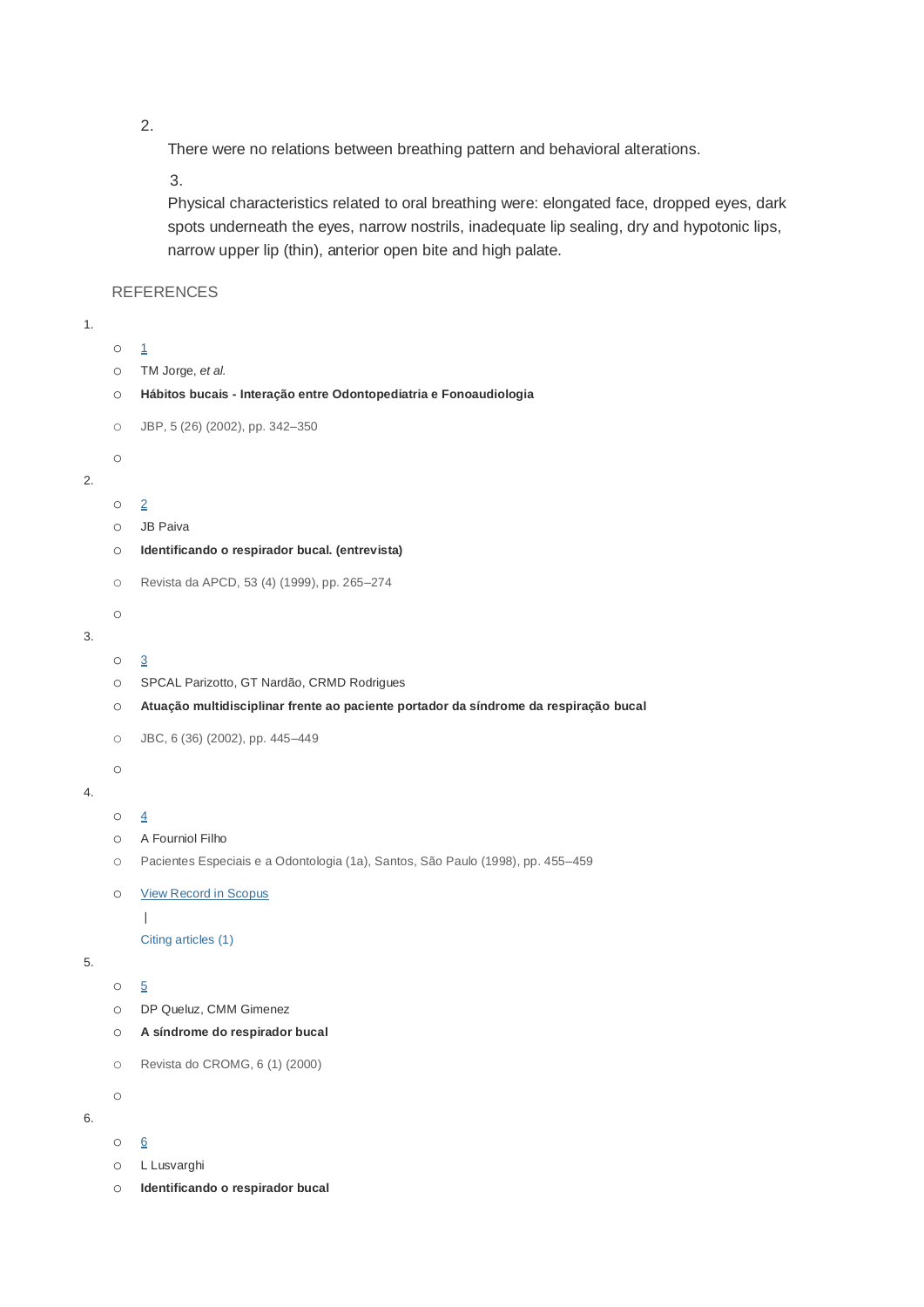2. There were no relations between breathing pattern and behavioral alterations.
3. Physical characteristics related to oral breathing were: elongated face, dropped eyes, dark spots underneath the eyes, narrow nostrils, inadequate lip sealing, dry and hypotonic lips, narrow upper lip (thin), anterior open bite and high palate.

## REFERENCES

1. 
   - 1
   - TM Jorge, *et al.*
   - **Hábitos bucais - Interação entre Odontopediatria e Fonoaudiologia**
   - JBP, 5 (26) (2002), pp. 342–350
2. 
   - 2
   - JB Paiva
   - **Identificando o respirador bucal. (entrevista)**
   - Revista da APCD, 53 (4) (1999), pp. 265–274
3. 
   - 3
   - SPCAL Parizotto, GT Nardão, CRMD Rodrigues
   - **Atuação multidisciplinar frente ao paciente portador da síndrome da respiração bucal**
   - JBC, 6 (36) (2002), pp. 445–449
4. 
   - 4
   - A Fourniol Filho
   - Pacientes Especiais e a Odontologia (1a), Santos, São Paulo (1998), pp. 455–459
   - View Record in Scopus | Citing articles (1)
5. 
   - 5
   - DP Queluz, CMM Gimenez
   - **A síndrome do respirador bucal**
   - Revista do CROMG, 6 (1) (2000)
6. 
   - 6
   - L Lusvarghi
   - **Identificando o respirador bucal**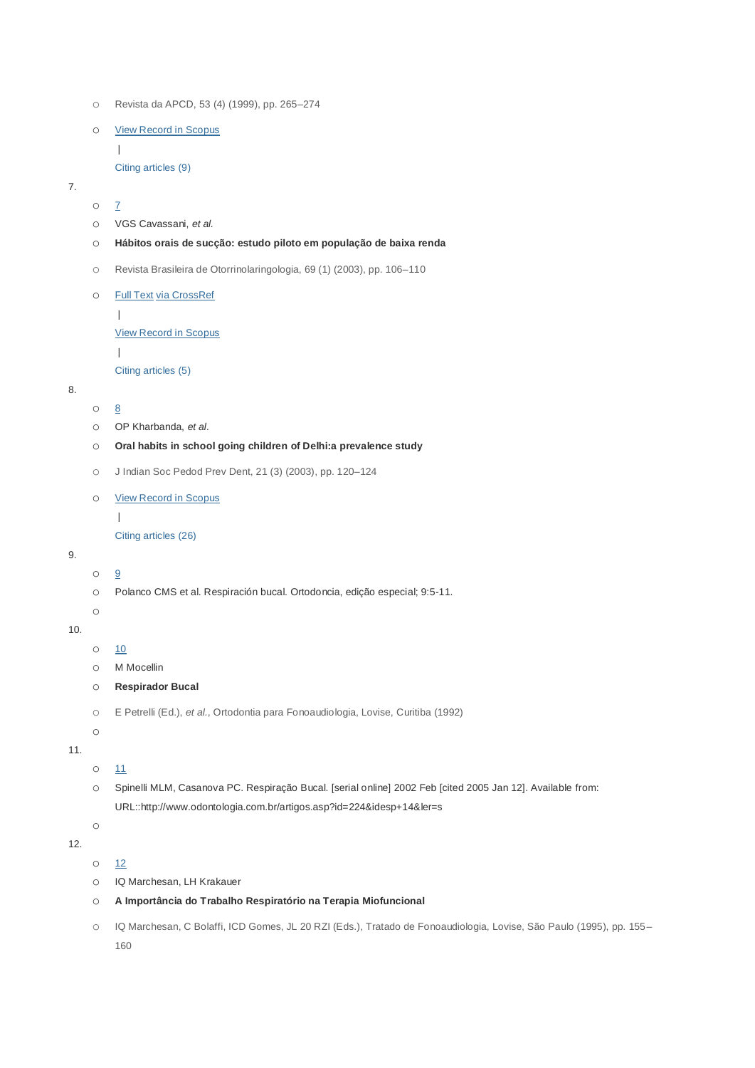- Revista da APCD, 53 (4) (1999), pp. 265–274
- View Record in Scopus
  |
  Citing articles (9)

7.
- 7
- VGS Cavassani, *et al.*
- **Hábitos orais de sucção: estudo piloto em população de baixa renda**
- Revista Brasileira de Otorrinolaringologia, 69 (1) (2003), pp. 106–110
- Full Text via CrossRef
  |
  View Record in Scopus
  |
  Citing articles (5)

8.
- 8
- OP Kharbanda, *et al*.
- **Oral habits in school going children of Delhi:a prevalence study**
- J Indian Soc Pedod Prev Dent, 21 (3) (2003), pp. 120–124
- View Record in Scopus
  |
  Citing articles (26)

9.
- 9
- Polanco CMS et al. Respiración bucal. Ortodoncia, edição especial; 9:5-11.

10.
- 10
- M Mocellin
- **Respirador Bucal**
- E Petrelli (Ed.), *et al.*, Ortodontia para Fonoaudiologia, Lovise, Curitiba (1992)

11.
- 11
- Spinelli MLM, Casanova PC. Respiração Bucal. [serial online] 2002 Feb [cited 2005 Jan 12]. Available from: URL::http://www.odontologia.com.br/artigos.asp?id=224&idesp+14&ler=s

12.
- 12
- IQ Marchesan, LH Krakauer
- **A Importância do Trabalho Respiratório na Terapia Miofuncional**
- IQ Marchesan, C Bolaffi, ICD Gomes, JL 20 RZI (Eds.), Tratado de Fonoaudiologia, Lovise, São Paulo (1995), pp. 155–160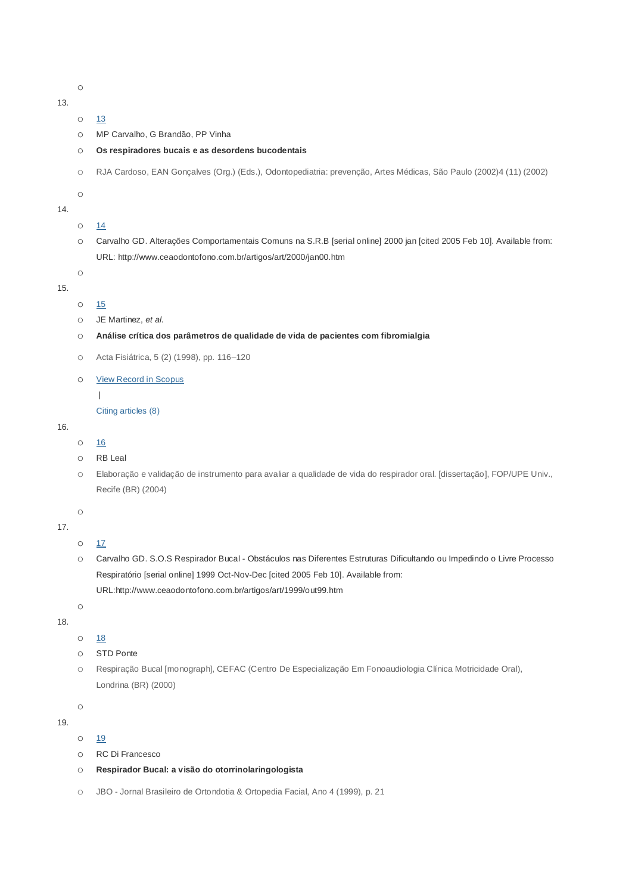13. 
    - 13
    - MP Carvalho, G Brandão, PP Vinha
    - **Os respiradores bucais e as desordens bucodentais**
    - RJA Cardoso, EAN Gonçalves (Org.) (Eds.), Odontopediatria: prevenção, Artes Médicas, São Paulo (2002)4 (11) (2002)

14. 
    - 14
    - Carvalho GD. Alterações Comportamentais Comuns na S.R.B [serial online] 2000 jan [cited 2005 Feb 10]. Available from: URL: http://www.ceaodontofono.com.br/artigos/art/2000/jan00.htm

15. 
    - 15
    - JE Martinez, *et al.*
    - **Análise crítica dos parâmetros de qualidade de vida de pacientes com fibromialgia**
    - Acta Fisiátrica, 5 (2) (1998), pp. 116–120
    - View Record in Scopus | Citing articles (8)

16. 
    - 16
    - RB Leal
    - Elaboração e validação de instrumento para avaliar a qualidade de vida do respirador oral. [dissertação], FOP/UPE Univ., Recife (BR) (2004)

17. 
    - 17
    - Carvalho GD. S.O.S Respirador Bucal - Obstáculos nas Diferentes Estruturas Dificultando ou Impedindo o Livre Processo Respiratório [serial online] 1999 Oct-Nov-Dec [cited 2005 Feb 10]. Available from: URL:http://www.ceaodontofono.com.br/artigos/art/1999/out99.htm

18. 
    - 18
    - STD Ponte
    - Respiração Bucal [monograph], CEFAC (Centro De Especialização Em Fonoaudiologia Clínica Motricidade Oral), Londrina (BR) (2000)

19. 
    - 19
    - RC Di Francesco
    - **Respirador Bucal: a visão do otorrinolaringologista**
    - JBO - Jornal Brasileiro de Ortondotia & Ortopedia Facial, Ano 4 (1999), p. 21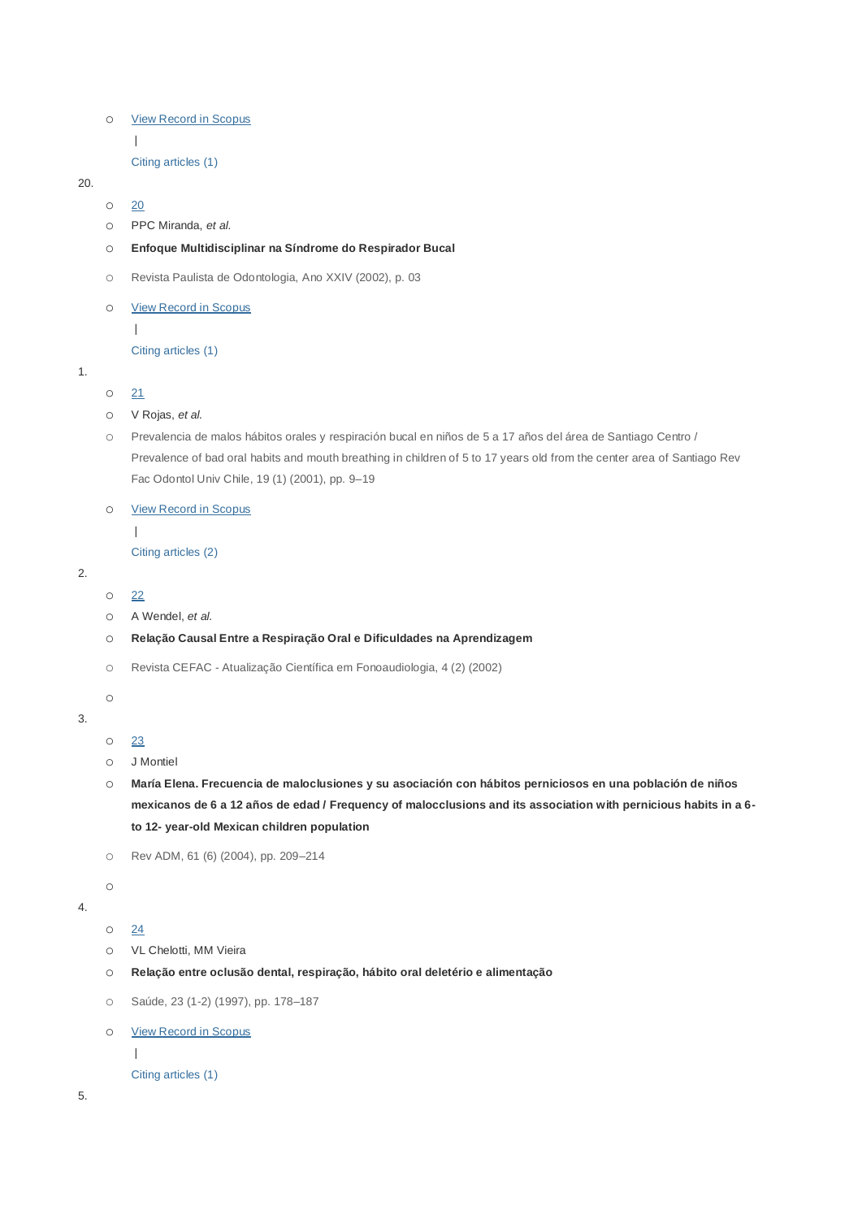- View Record in Scopus

  |

  Citing articles (1)

20.

- 20
- PPC Miranda, *et al.*
- **Enfoque Multidisciplinar na Síndrome do Respirador Bucal**
- Revista Paulista de Odontologia, Ano XXIV (2002), p. 03
- View Record in Scopus

  |

  Citing articles (1)

1.

- 21
- V Rojas, *et al.*
- Prevalencia de malos hábitos orales y respiración bucal en niños de 5 a 17 años del área de Santiago Centro / Prevalence of bad oral habits and mouth breathing in children of 5 to 17 years old from the center area of Santiago Rev Fac Odontol Univ Chile, 19 (1) (2001), pp. 9–19
- View Record in Scopus

  |

  Citing articles (2)

2.

- 22
- A Wendel, *et al.*
- **Relação Causal Entre a Respiração Oral e Dificuldades na Aprendizagem**
- Revista CEFAC - Atualização Científica em Fonoaudiologia, 4 (2) (2002)
-

3.

- 23
- J Montiel
- **María Elena. Frecuencia de maloclusiones y su asociación con hábitos perniciosos en una población de niños mexicanos de 6 a 12 años de edad / Frequency of malocclusions and its association with pernicious habits in a 6- to 12- year-old Mexican children population**
- Rev ADM, 61 (6) (2004), pp. 209–214
-

4.

- 24
- VL Chelotti, MM Vieira
- **Relação entre oclusão dental, respiração, hábito oral deletério e alimentação**
- Saúde, 23 (1-2) (1997), pp. 178–187
- View Record in Scopus

  |

  Citing articles (1)

5.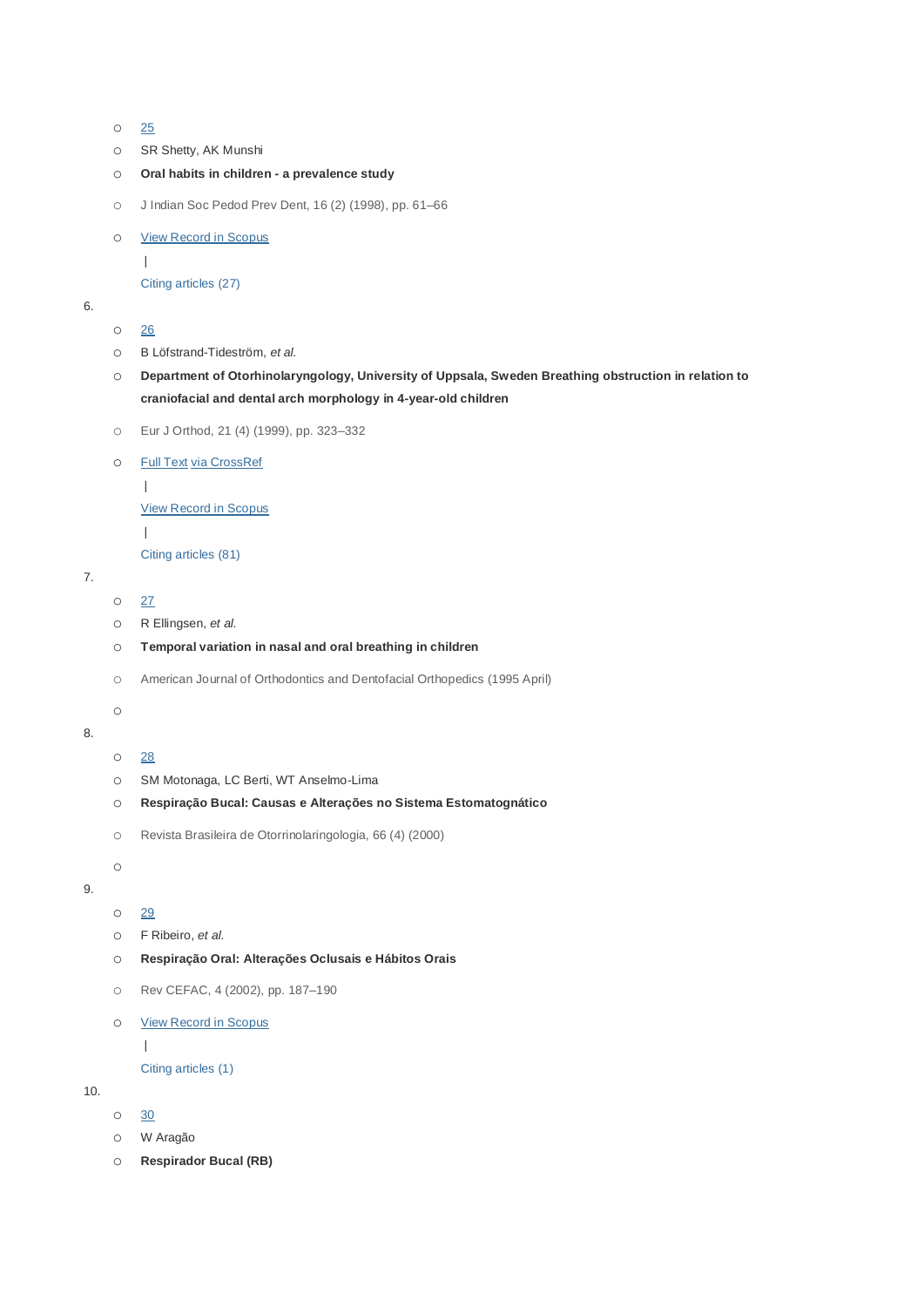- 25
- SR Shetty, AK Munshi
- **Oral habits in children - a prevalence study**
- J Indian Soc Pedod Prev Dent, 16 (2) (1998), pp. 61–66
- View Record in Scopus
  |
  Citing articles (27)

6.
- 26
- B Löfstrand-Tideström, *et al.*
- **Department of Otorhinolaryngology, University of Uppsala, Sweden Breathing obstruction in relation to craniofacial and dental arch morphology in 4-year-old children**
- Eur J Orthod, 21 (4) (1999), pp. 323–332
- Full Text via CrossRef
  |
  View Record in Scopus
  |
  Citing articles (81)

7.
- 27
- R Ellingsen, *et al.*
- **Temporal variation in nasal and oral breathing in children**
- American Journal of Orthodontics and Dentofacial Orthopedics (1995 April)
-

8.
- 28
- SM Motonaga, LC Berti, WT Anselmo-Lima
- **Respiração Bucal: Causas e Alterações no Sistema Estomatognático**
- Revista Brasileira de Otorrinolaringologia, 66 (4) (2000)
-

9.
- 29
- F Ribeiro, *et al.*
- **Respiração Oral: Alterações Oclusais e Hábitos Orais**
- Rev CEFAC, 4 (2002), pp. 187–190
- View Record in Scopus
  |
  Citing articles (1)

10.
- 30
- W Aragão
- **Respirador Bucal (RB)**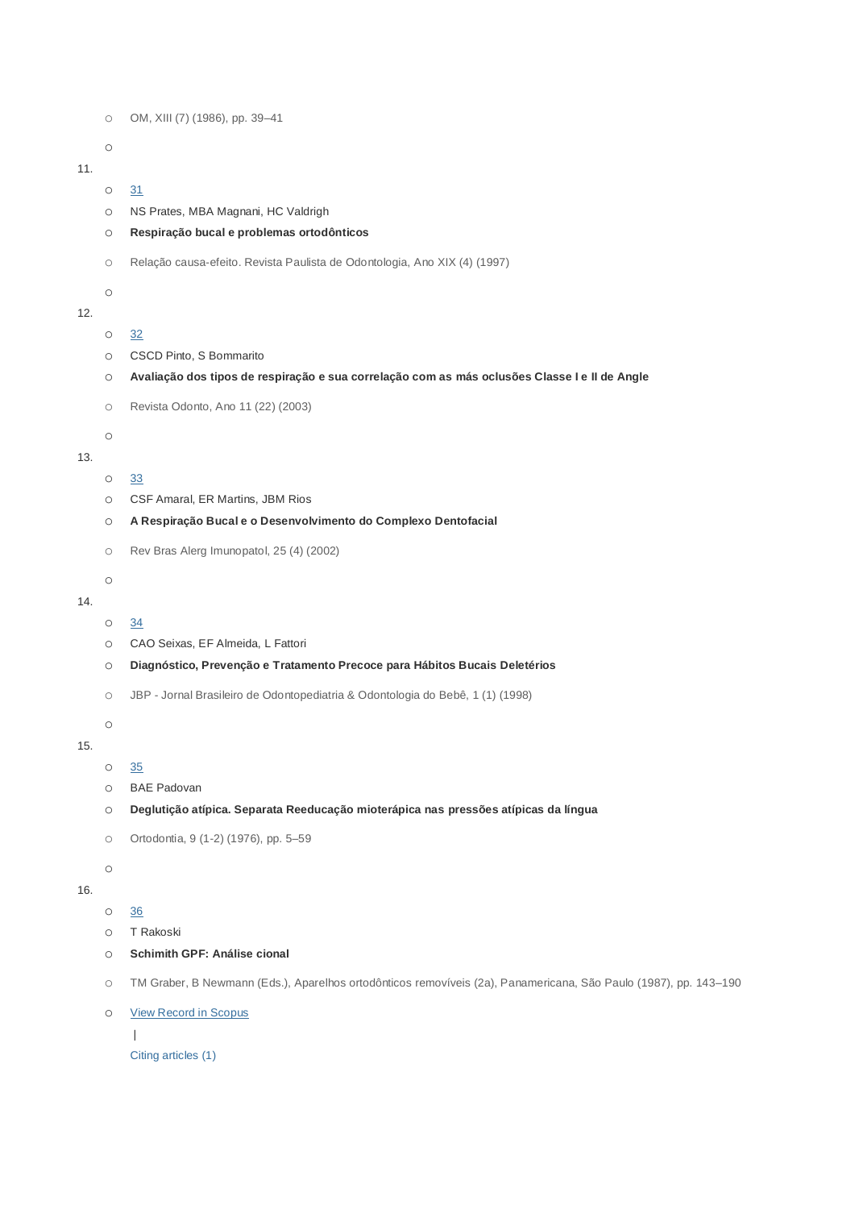- OM, XIII (7) (1986), pp. 39–41

11.

- 31
- NS Prates, MBA Magnani, HC Valdrigh
- **Respiração bucal e problemas ortodônticos**
- Relação causa-efeito. Revista Paulista de Odontologia, Ano XIX (4) (1997)

12.

- 32
- CSCD Pinto, S Bommarito
- **Avaliação dos tipos de respiração e sua correlação com as más oclusões Classe I e II de Angle**
- Revista Odonto, Ano 11 (22) (2003)

13.

- 33
- CSF Amaral, ER Martins, JBM Rios
- **A Respiração Bucal e o Desenvolvimento do Complexo Dentofacial**
- Rev Bras Alerg Imunopatol, 25 (4) (2002)

14.

- 34
- CAO Seixas, EF Almeida, L Fattori
- **Diagnóstico, Prevenção e Tratamento Precoce para Hábitos Bucais Deletérios**
- JBP - Jornal Brasileiro de Odontopediatria & Odontologia do Bebê, 1 (1) (1998)

15.

- 35
- BAE Padovan
- **Deglutição atípica. Separata Reeducação mioterápica nas pressões atípicas da língua**
- Ortodontia, 9 (1-2) (1976), pp. 5–59

16.

- 36
- T Rakoski
- **Schimith GPF: Análise cional**
- TM Graber, B Newmann (Eds.), Aparelhos ortodônticos removíveis (2a), Panamericana, São Paulo (1987), pp. 143–190
- View Record in Scopus | Citing articles (1)